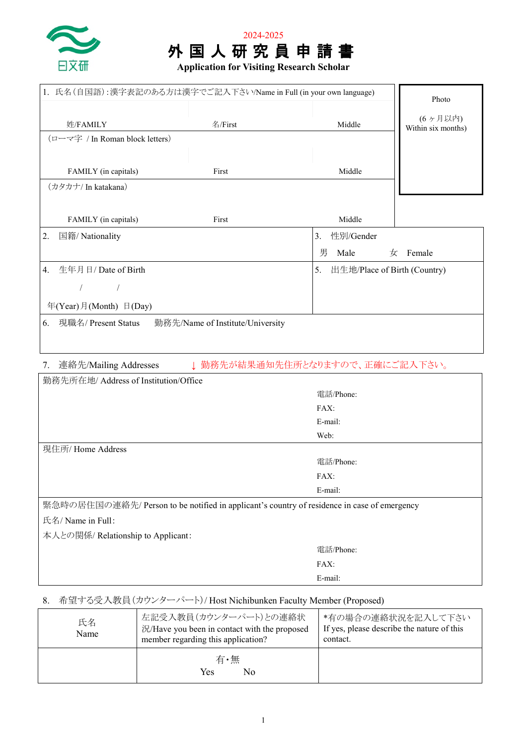日文研

2024-2025

# 外国人研究員申請書

## Application for Visiting Research Scholar

| 1. 氏名（自国語）:漢字表記のある方は漢字でご記入下さい/Name in Full (in your own language) | | | Photo (6ヶ月以内) Within six months) |
|---|---|---|---|
| 姓/FAMILY | 名/First | Middle | |
| （ローマ字 / In Roman block letters） | | | |
| FAMILY (in capitals) | First | Middle | |
| （カタカナ/ In katakana） | | | |
| FAMILY (in capitals) | First | Middle | |

| 2. 国籍/ Nationality | 3. 性別/Gender 男 Male 女 Female |
|---|---|
| 4. 生年月日/ Date of Birth / / 年(Year) 月(Month) 日(Day) | 5. 出生地/Place of Birth (Country) |
| 6. 現職名/ Present Status 勤務先/Name of Institute/University | |

7. 連絡先/Mailing Addresses ↓ 勤務先が結果通知先住所となりますので、正確にご記入下さい。

| 勤務先所在地/ Address of Institution/Office | 電話/Phone: FAX: E-mail: Web: |
|---|---|
| 現住所/ Home Address | 電話/Phone: FAX: E-mail: |
| 緊急時の居住国の連絡先/ Person to be notified in applicant's country of residence in case of emergency 氏名/ Name in Full: 本人との関係/ Relationship to Applicant: | 電話/Phone: FAX: E-mail: |

8. 希望する受入教員（カウンターパート）/ Host Nichibunken Faculty Member (Proposed)

| 氏名 Name | 左記受入教員（カウンターパート）との連絡状況/Have you been in contact with the proposed member regarding this application? | *有の場合の連絡状況を記入して下さい If yes, please describe the nature of this contact. |
|---|---|---|
| | 有・無 Yes No | |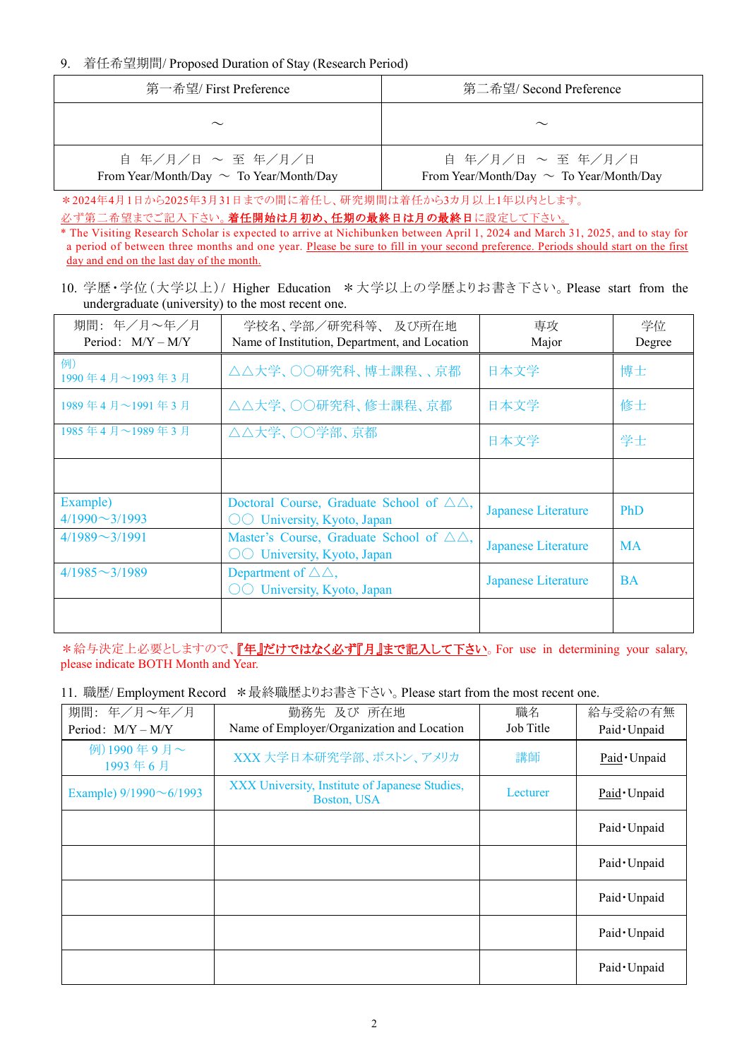9. 着任希望期間/ Proposed Duration of Stay (Research Period)

| 第一希望/ First Preference | 第二希望/ Second Preference |
|---|---|
| ～ | ～ |
| 自　年／月／日　～　至　年／月／日<br>From Year/Month/Day ～ To Year/Month/Day | 自　年／月／日　～　至　年／月／日<br>From Year/Month/Day ～ To Year/Month/Day |

＊2024年4月1日から2025年3月31日までの間に着任し、研究期間は着任から3カ月以上1年以内とします。
必ず第二希望までご記入下さい。**着任開始は月初め、任期の最終日は月の最終日**に設定して下さい。
* The Visiting Research Scholar is expected to arrive at Nichibunken between April 1, 2024 and March 31, 2025, and to stay for a period of between three months and one year. Please be sure to fill in your second preference. Periods should start on the first day and end on the last day of the month.

10. 学歴・学位（大学以上）/ Higher Education　＊大学以上の学歴よりお書き下さい。Please start from the undergraduate (university) to the most recent one.

| 期間:　年／月～年／月<br>Period:　M/Y – M/Y | 学校名、学部／研究科等、 及び所在地<br>Name of Institution, Department, and Location | 専攻<br>Major | 学位<br>Degree |
|---|---|---|---|
| 例)<br>1990 年 4 月～1993 年 3 月 | △△大学、○○研究科、博士課程、、京都 | 日本文学 | 博士 |
| 1989 年 4 月～1991 年 3 月 | △△大学、○○研究科、修士課程、京都 | 日本文学 | 修士 |
| 1985 年 4 月～1989 年 3 月 | △△大学、○○学部、京都 | 日本文学 | 学士 |
| | | | |
| Example)<br>4/1990～3/1993 | Doctoral Course, Graduate School of △△, ○○ University, Kyoto, Japan | Japanese Literature | PhD |
| 4/1989～3/1991 | Master's Course, Graduate School of △△, ○○ University, Kyoto, Japan | Japanese Literature | MA |
| 4/1985～3/1989 | Department of △△, ○○ University, Kyoto, Japan | Japanese Literature | BA |
| | | | |

＊給与決定上必要としますので、**『年』だけではなく必ず『月』まで記入して下さい**。For use in determining your salary, please indicate BOTH Month and Year.

11. 職歴/ Employment Record　＊最終職歴よりお書き下さい。Please start from the most recent one.

| 期間:　年／月～年／月<br>Period:　M/Y – M/Y | 勤務先　及び　所在地<br>Name of Employer/Organization and Location | 職名<br>Job Title | 給与受給の有無<br>Paid・Unpaid |
|---|---|---|---|
| 例) 1990 年 9 月～<br>1993 年 6 月 | XXX 大学日本研究学部、ボストン、アメリカ | 講師 | Paid・Unpaid |
| Example) 9/1990～6/1993 | XXX University, Institute of Japanese Studies, Boston, USA | Lecturer | Paid・Unpaid |
| | | | Paid・Unpaid |
| | | | Paid・Unpaid |
| | | | Paid・Unpaid |
| | | | Paid・Unpaid |
| | | | Paid・Unpaid |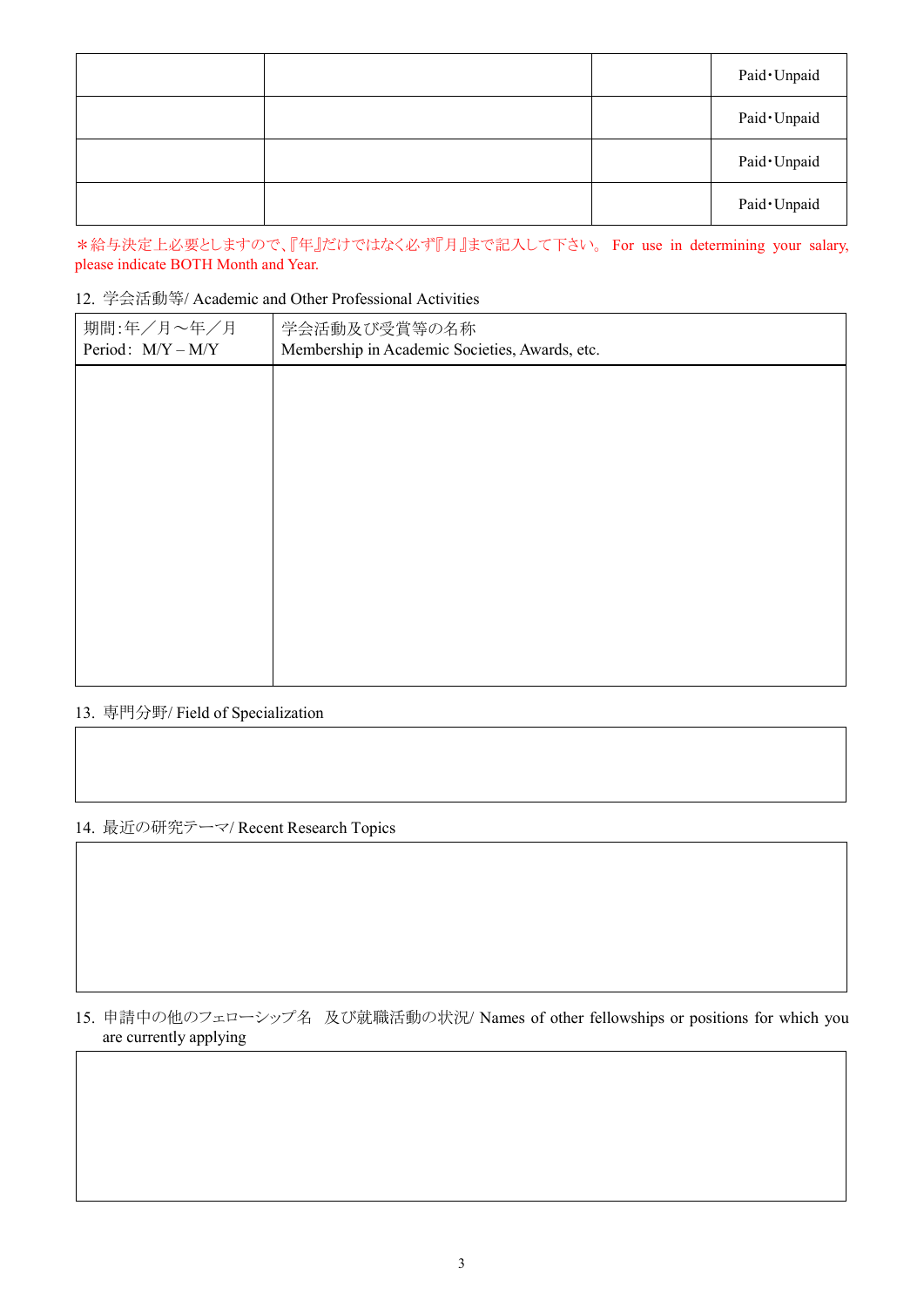| | | | |
|---|---|---|---|
| | | | Paid･Unpaid |
| | | | Paid･Unpaid |
| | | | Paid･Unpaid |
| | | | Paid･Unpaid |

＊給与決定上必要としますので､『年』だけではなく必ず『月』まで記入して下さい。 For use in determining your salary, please indicate BOTH Month and Year.

12. 学会活動等/ Academic and Other Professional Activities

| 期間:年／月～年／月<br>Period: M/Y – M/Y | 学会活動及び受賞等の名称<br>Membership in Academic Societies, Awards, etc. |
|---|---|
| | |

13. 専門分野/ Field of Specialization

| |
|---|
| |

14. 最近の研究テーマ/ Recent Research Topics

| |
|---|
| |

15. 申請中の他のフェローシップ名　及び就職活動の状況/ Names of other fellowships or positions for which you are currently applying

| |
|---|
| |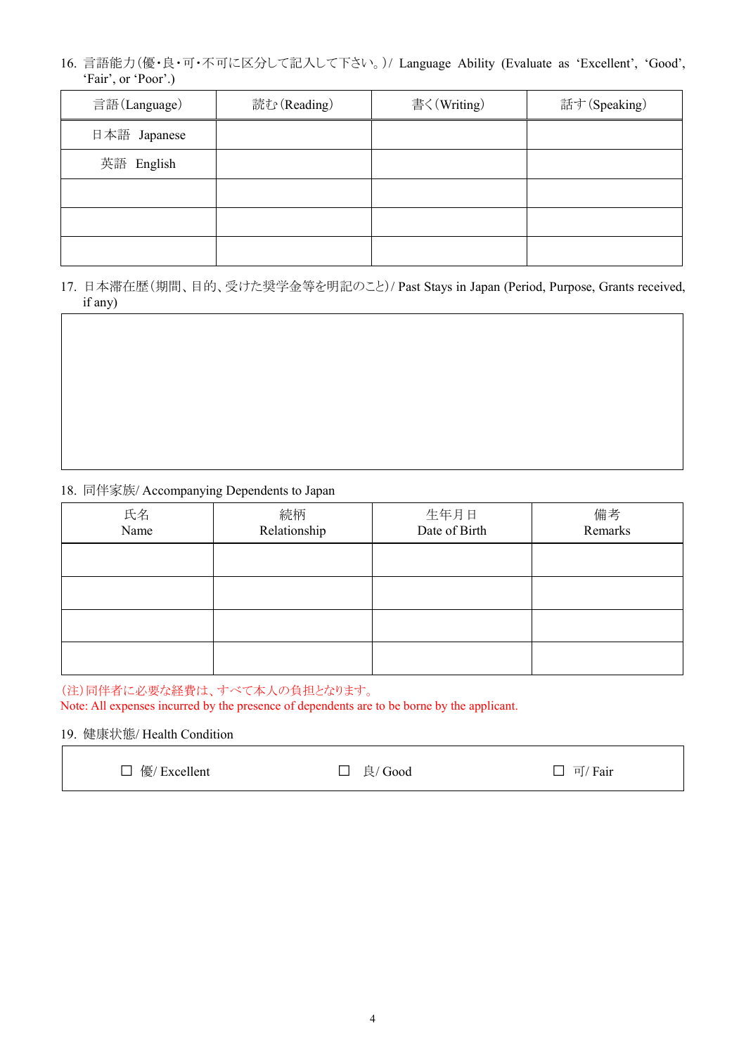16. 言語能力(優・良・可・不可に区分して記入して下さい。)/ Language Ability (Evaluate as 'Excellent', 'Good', 'Fair', or 'Poor'.)

| 言語(Language) | 読む(Reading) | 書く(Writing) | 話す(Speaking) |
|---|---|---|---|
| 日本語 Japanese | | | |
| 英語 English | | | |
| | | | |
| | | | |
| | | | |

17. 日本滞在歴(期間、目的、受けた奨学金等を明記のこと)/ Past Stays in Japan (Period, Purpose, Grants received, if any)

| |
|---|
| |

18. 同伴家族/ Accompanying Dependents to Japan

| 氏名 Name | 続柄 Relationship | 生年月日 Date of Birth | 備考 Remarks |
|---|---|---|---|
| | | | |
| | | | |
| | | | |
| | | | |

(注)同伴者に必要な経費は、すべて本人の負担となります。
Note: All expenses incurred by the presence of dependents are to be borne by the applicant.

19. 健康状態/ Health Condition

☐ 優/ Excellent ☐ 良/ Good ☐ 可/ Fair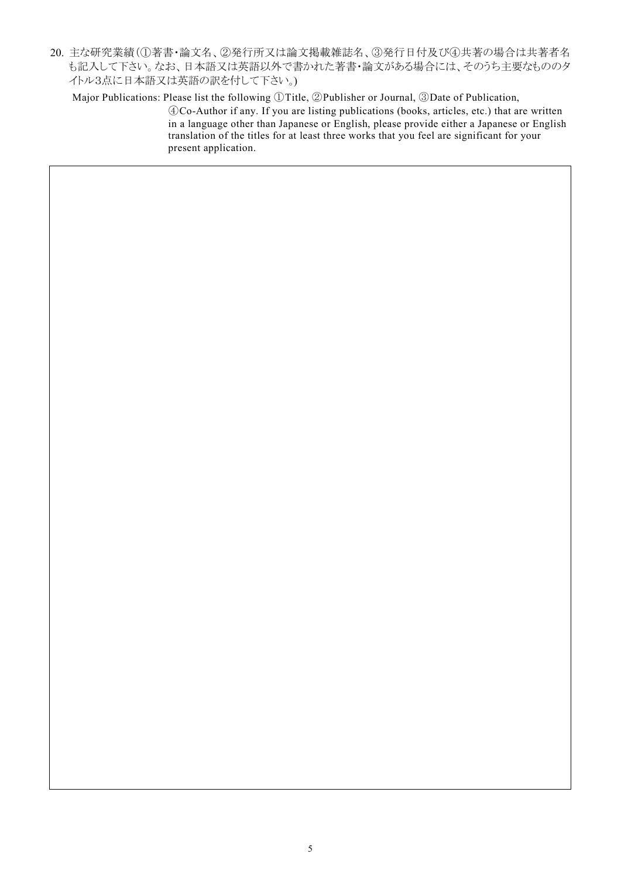20. 主な研究業績(①著書・論文名、②発行所又は論文掲載雑誌名、③発行日付及び④共著の場合は共著者名も記入して下さい。なお、日本語又は英語以外で書かれた著書・論文がある場合には、そのうち主要なもののタイトル3点に日本語又は英語の訳を付して下さい。)

Major Publications: Please list the following ①Title, ②Publisher or Journal, ③Date of Publication, ④Co-Author if any. If you are listing publications (books, articles, etc.) that are written in a language other than Japanese or English, please provide either a Japanese or English translation of the titles for at least three works that you feel are significant for your present application.

| |
|---|
| |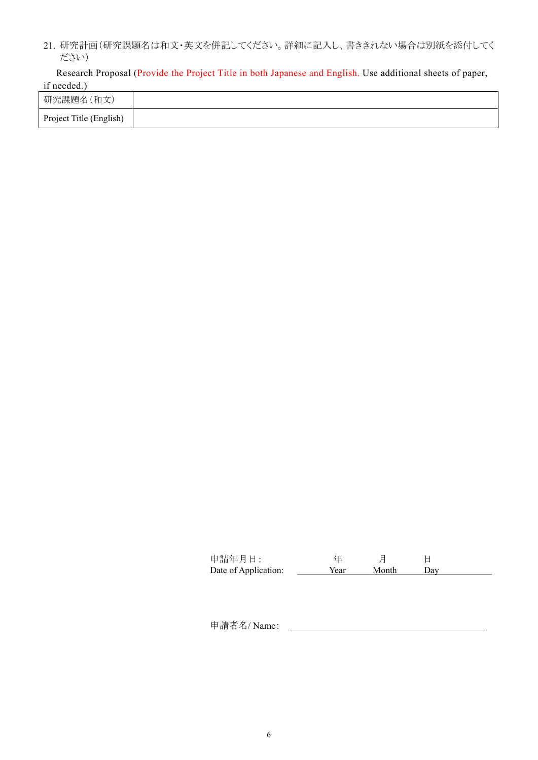21. 研究計画(研究課題名は和文・英文を併記してください。詳細に記入し、書ききれない場合は別紙を添付してください)

Research Proposal (Provide the Project Title in both Japanese and English. Use additional sheets of paper, if needed.)

| | |
|---|---|
| 研究課題名(和文) | |
| Project Title (English) | |

申請年月日:　　　　　年　　月　　日
Date of Application: 　　　Year　　Month　　Day

申請者名/ Name: ______________________